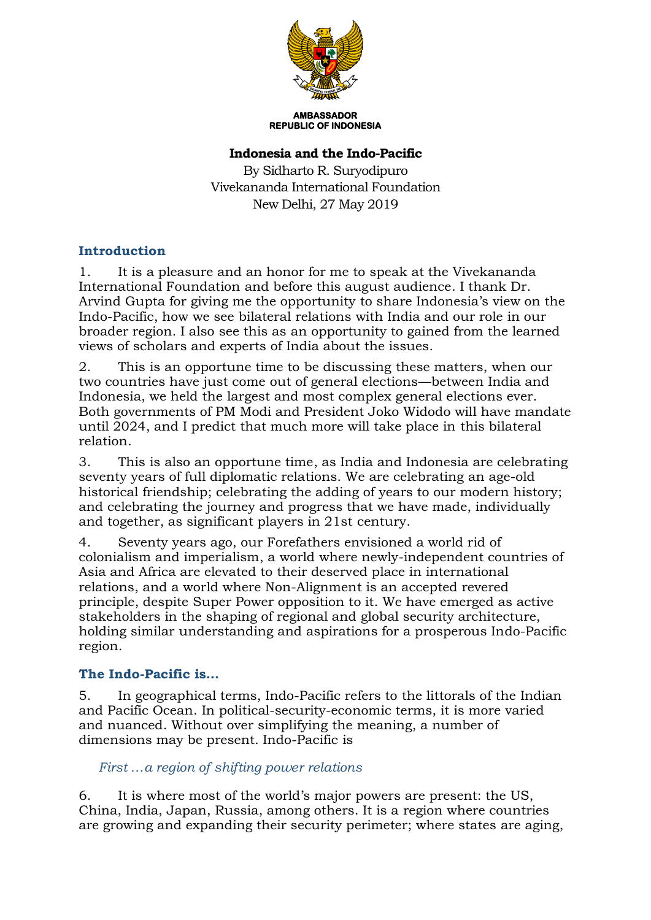AMBASSADOR
REPUBLIC OF INDONESIA

# Indonesia and the Indo-Pacific

By Sidharto R. Suryodipuro
Vivekananda International Foundation
New Delhi, 27 May 2019

## Introduction

1. It is a pleasure and an honor for me to speak at the Vivekananda International Foundation and before this august audience. I thank Dr. Arvind Gupta for giving me the opportunity to share Indonesia's view on the Indo-Pacific, how we see bilateral relations with India and our role in our broader region. I also see this as an opportunity to gained from the learned views of scholars and experts of India about the issues.

2. This is an opportune time to be discussing these matters, when our two countries have just come out of general elections—between India and Indonesia, we held the largest and most complex general elections ever. Both governments of PM Modi and President Joko Widodo will have mandate until 2024, and I predict that much more will take place in this bilateral relation.

3. This is also an opportune time, as India and Indonesia are celebrating seventy years of full diplomatic relations. We are celebrating an age-old historical friendship; celebrating the adding of years to our modern history; and celebrating the journey and progress that we have made, individually and together, as significant players in 21st century.

4. Seventy years ago, our Forefathers envisioned a world rid of colonialism and imperialism, a world where newly-independent countries of Asia and Africa are elevated to their deserved place in international relations, and a world where Non-Alignment is an accepted revered principle, despite Super Power opposition to it. We have emerged as active stakeholders in the shaping of regional and global security architecture, holding similar understanding and aspirations for a prosperous Indo-Pacific region.

## The Indo-Pacific is…

5. In geographical terms, Indo-Pacific refers to the littorals of the Indian and Pacific Ocean. In political-security-economic terms, it is more varied and nuanced. Without over simplifying the meaning, a number of dimensions may be present. Indo-Pacific is

*First …a region of shifting power relations*

6. It is where most of the world's major powers are present: the US, China, India, Japan, Russia, among others. It is a region where countries are growing and expanding their security perimeter; where states are aging,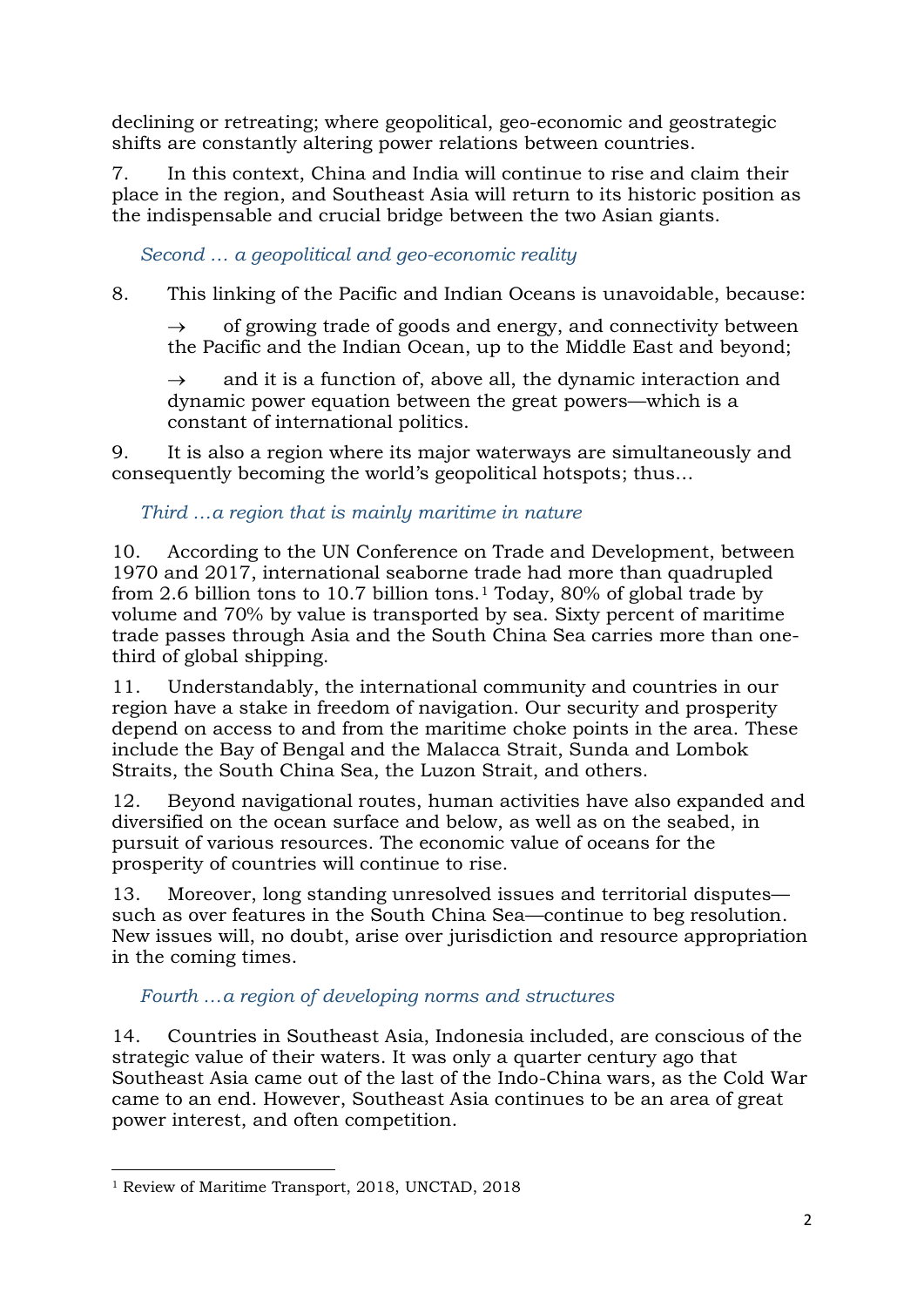declining or retreating; where geopolitical, geo-economic and geostrategic shifts are constantly altering power relations between countries.

7. In this context, China and India will continue to rise and claim their place in the region, and Southeast Asia will return to its historic position as the indispensable and crucial bridge between the two Asian giants.

*Second … a geopolitical and geo-economic reality*

8. This linking of the Pacific and Indian Oceans is unavoidable, because:

→ of growing trade of goods and energy, and connectivity between the Pacific and the Indian Ocean, up to the Middle East and beyond;

→ and it is a function of, above all, the dynamic interaction and dynamic power equation between the great powers—which is a constant of international politics.

9. It is also a region where its major waterways are simultaneously and consequently becoming the world's geopolitical hotspots; thus…

*Third …a region that is mainly maritime in nature*

10. According to the UN Conference on Trade and Development, between 1970 and 2017, international seaborne trade had more than quadrupled from 2.6 billion tons to 10.7 billion tons.[1] Today, 80% of global trade by volume and 70% by value is transported by sea. Sixty percent of maritime trade passes through Asia and the South China Sea carries more than one-third of global shipping.

11. Understandably, the international community and countries in our region have a stake in freedom of navigation. Our security and prosperity depend on access to and from the maritime choke points in the area. These include the Bay of Bengal and the Malacca Strait, Sunda and Lombok Straits, the South China Sea, the Luzon Strait, and others.

12. Beyond navigational routes, human activities have also expanded and diversified on the ocean surface and below, as well as on the seabed, in pursuit of various resources. The economic value of oceans for the prosperity of countries will continue to rise.

13. Moreover, long standing unresolved issues and territorial disputes—such as over features in the South China Sea—continue to beg resolution. New issues will, no doubt, arise over jurisdiction and resource appropriation in the coming times.

*Fourth …a region of developing norms and structures*

14. Countries in Southeast Asia, Indonesia included, are conscious of the strategic value of their waters. It was only a quarter century ago that Southeast Asia came out of the last of the Indo-China wars, as the Cold War came to an end. However, Southeast Asia continues to be an area of great power interest, and often competition.

---

[1] Review of Maritime Transport, 2018, UNCTAD, 2018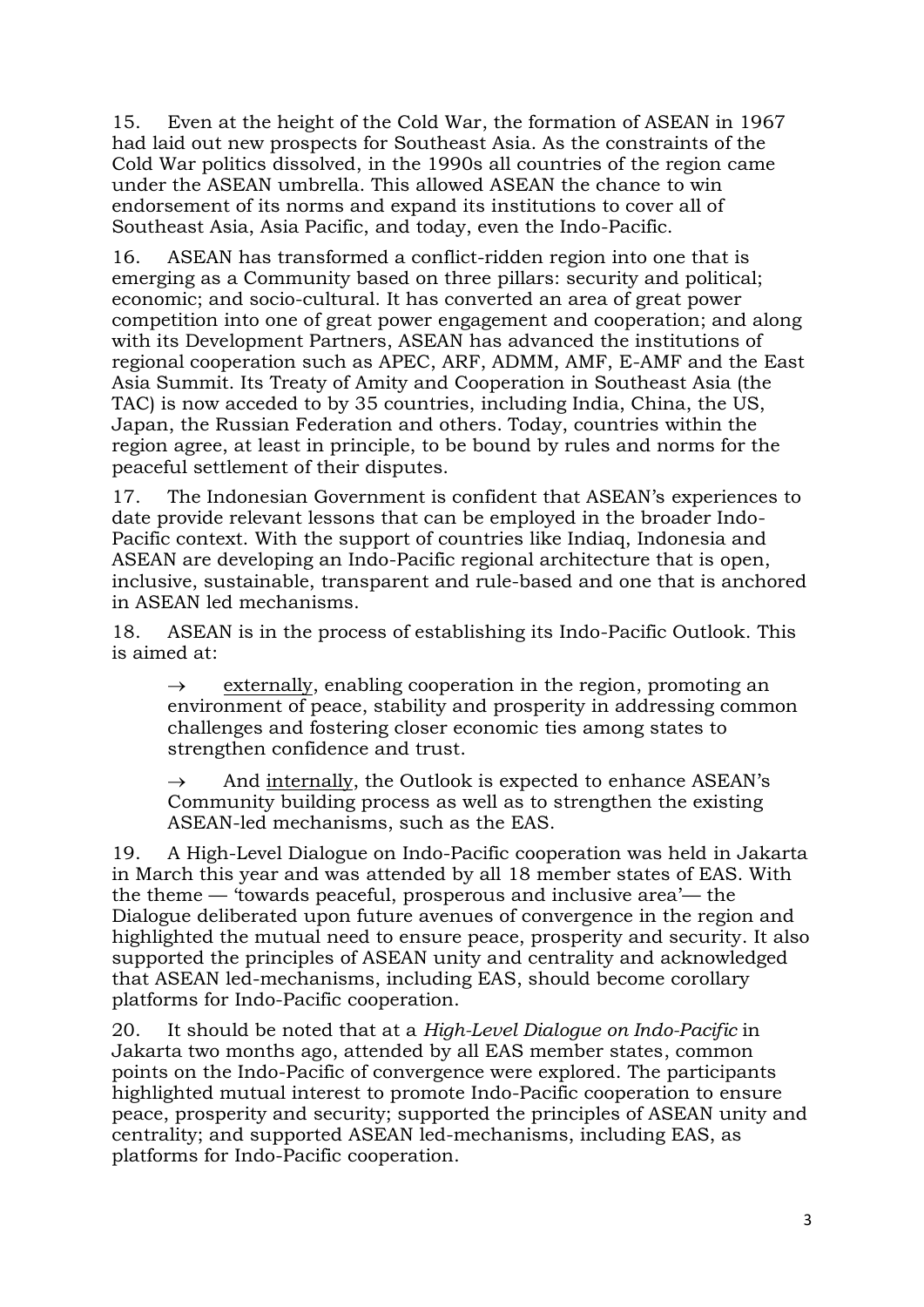15. Even at the height of the Cold War, the formation of ASEAN in 1967 had laid out new prospects for Southeast Asia. As the constraints of the Cold War politics dissolved, in the 1990s all countries of the region came under the ASEAN umbrella. This allowed ASEAN the chance to win endorsement of its norms and expand its institutions to cover all of Southeast Asia, Asia Pacific, and today, even the Indo-Pacific.

16. ASEAN has transformed a conflict-ridden region into one that is emerging as a Community based on three pillars: security and political; economic; and socio-cultural. It has converted an area of great power competition into one of great power engagement and cooperation; and along with its Development Partners, ASEAN has advanced the institutions of regional cooperation such as APEC, ARF, ADMM, AMF, E-AMF and the East Asia Summit. Its Treaty of Amity and Cooperation in Southeast Asia (the TAC) is now acceded to by 35 countries, including India, China, the US, Japan, the Russian Federation and others. Today, countries within the region agree, at least in principle, to be bound by rules and norms for the peaceful settlement of their disputes.

17. The Indonesian Government is confident that ASEAN's experiences to date provide relevant lessons that can be employed in the broader Indo-Pacific context. With the support of countries like Indiaq, Indonesia and ASEAN are developing an Indo-Pacific regional architecture that is open, inclusive, sustainable, transparent and rule-based and one that is anchored in ASEAN led mechanisms.

18. ASEAN is in the process of establishing its Indo-Pacific Outlook. This is aimed at:

→ externally, enabling cooperation in the region, promoting an environment of peace, stability and prosperity in addressing common challenges and fostering closer economic ties among states to strengthen confidence and trust.

→ And internally, the Outlook is expected to enhance ASEAN's Community building process as well as to strengthen the existing ASEAN-led mechanisms, such as the EAS.

19. A High-Level Dialogue on Indo-Pacific cooperation was held in Jakarta in March this year and was attended by all 18 member states of EAS. With the theme — 'towards peaceful, prosperous and inclusive area'— the Dialogue deliberated upon future avenues of convergence in the region and highlighted the mutual need to ensure peace, prosperity and security. It also supported the principles of ASEAN unity and centrality and acknowledged that ASEAN led-mechanisms, including EAS, should become corollary platforms for Indo-Pacific cooperation.

20. It should be noted that at a *High-Level Dialogue on Indo-Pacific* in Jakarta two months ago, attended by all EAS member states, common points on the Indo-Pacific of convergence were explored. The participants highlighted mutual interest to promote Indo-Pacific cooperation to ensure peace, prosperity and security; supported the principles of ASEAN unity and centrality; and supported ASEAN led-mechanisms, including EAS, as platforms for Indo-Pacific cooperation.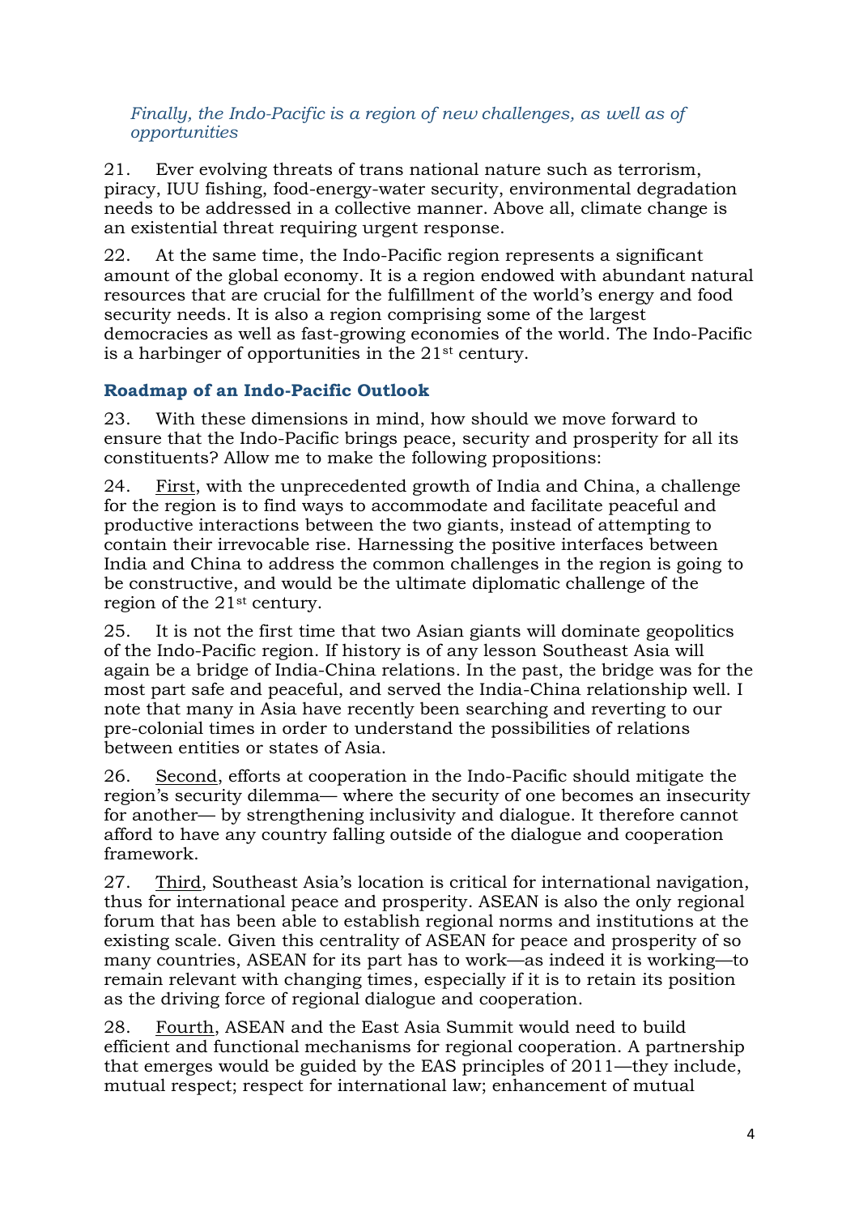*Finally, the Indo-Pacific is a region of new challenges, as well as of opportunities*

21. Ever evolving threats of trans national nature such as terrorism, piracy, IUU fishing, food-energy-water security, environmental degradation needs to be addressed in a collective manner. Above all, climate change is an existential threat requiring urgent response.

22. At the same time, the Indo-Pacific region represents a significant amount of the global economy. It is a region endowed with abundant natural resources that are crucial for the fulfillment of the world's energy and food security needs. It is also a region comprising some of the largest democracies as well as fast-growing economies of the world. The Indo-Pacific is a harbinger of opportunities in the 21st century.

## Roadmap of an Indo-Pacific Outlook

23. With these dimensions in mind, how should we move forward to ensure that the Indo-Pacific brings peace, security and prosperity for all its constituents? Allow me to make the following propositions:

24. First, with the unprecedented growth of India and China, a challenge for the region is to find ways to accommodate and facilitate peaceful and productive interactions between the two giants, instead of attempting to contain their irrevocable rise. Harnessing the positive interfaces between India and China to address the common challenges in the region is going to be constructive, and would be the ultimate diplomatic challenge of the region of the 21st century.

25. It is not the first time that two Asian giants will dominate geopolitics of the Indo-Pacific region. If history is of any lesson Southeast Asia will again be a bridge of India-China relations. In the past, the bridge was for the most part safe and peaceful, and served the India-China relationship well. I note that many in Asia have recently been searching and reverting to our pre-colonial times in order to understand the possibilities of relations between entities or states of Asia.

26. Second, efforts at cooperation in the Indo-Pacific should mitigate the region's security dilemma— where the security of one becomes an insecurity for another— by strengthening inclusivity and dialogue. It therefore cannot afford to have any country falling outside of the dialogue and cooperation framework.

27. Third, Southeast Asia's location is critical for international navigation, thus for international peace and prosperity. ASEAN is also the only regional forum that has been able to establish regional norms and institutions at the existing scale. Given this centrality of ASEAN for peace and prosperity of so many countries, ASEAN for its part has to work—as indeed it is working—to remain relevant with changing times, especially if it is to retain its position as the driving force of regional dialogue and cooperation.

28. Fourth, ASEAN and the East Asia Summit would need to build efficient and functional mechanisms for regional cooperation. A partnership that emerges would be guided by the EAS principles of 2011—they include, mutual respect; respect for international law; enhancement of mutual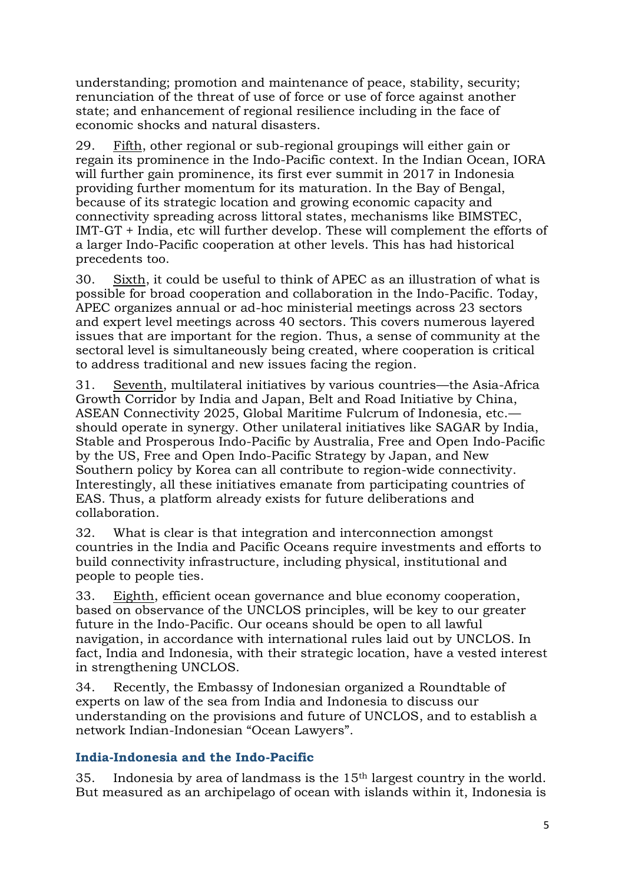understanding; promotion and maintenance of peace, stability, security; renunciation of the threat of use of force or use of force against another state; and enhancement of regional resilience including in the face of economic shocks and natural disasters.

29. Fifth, other regional or sub-regional groupings will either gain or regain its prominence in the Indo-Pacific context. In the Indian Ocean, IORA will further gain prominence, its first ever summit in 2017 in Indonesia providing further momentum for its maturation. In the Bay of Bengal, because of its strategic location and growing economic capacity and connectivity spreading across littoral states, mechanisms like BIMSTEC, IMT-GT + India, etc will further develop. These will complement the efforts of a larger Indo-Pacific cooperation at other levels. This has had historical precedents too.

30. Sixth, it could be useful to think of APEC as an illustration of what is possible for broad cooperation and collaboration in the Indo-Pacific. Today, APEC organizes annual or ad-hoc ministerial meetings across 23 sectors and expert level meetings across 40 sectors. This covers numerous layered issues that are important for the region. Thus, a sense of community at the sectoral level is simultaneously being created, where cooperation is critical to address traditional and new issues facing the region.

31. Seventh, multilateral initiatives by various countries—the Asia-Africa Growth Corridor by India and Japan, Belt and Road Initiative by China, ASEAN Connectivity 2025, Global Maritime Fulcrum of Indonesia, etc.—should operate in synergy. Other unilateral initiatives like SAGAR by India, Stable and Prosperous Indo-Pacific by Australia, Free and Open Indo-Pacific by the US, Free and Open Indo-Pacific Strategy by Japan, and New Southern policy by Korea can all contribute to region-wide connectivity. Interestingly, all these initiatives emanate from participating countries of EAS. Thus, a platform already exists for future deliberations and collaboration.

32. What is clear is that integration and interconnection amongst countries in the India and Pacific Oceans require investments and efforts to build connectivity infrastructure, including physical, institutional and people to people ties.

33. Eighth, efficient ocean governance and blue economy cooperation, based on observance of the UNCLOS principles, will be key to our greater future in the Indo-Pacific. Our oceans should be open to all lawful navigation, in accordance with international rules laid out by UNCLOS. In fact, India and Indonesia, with their strategic location, have a vested interest in strengthening UNCLOS.

34. Recently, the Embassy of Indonesian organized a Roundtable of experts on law of the sea from India and Indonesia to discuss our understanding on the provisions and future of UNCLOS, and to establish a network Indian-Indonesian "Ocean Lawyers".

### India-Indonesia and the Indo-Pacific

35. Indonesia by area of landmass is the 15th largest country in the world. But measured as an archipelago of ocean with islands within it, Indonesia is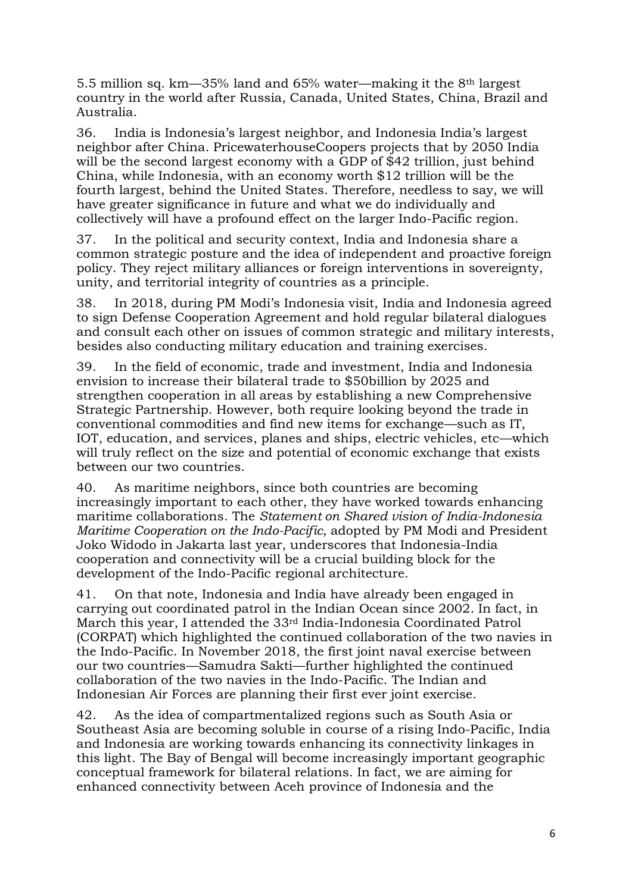5.5 million sq. km—35% land and 65% water—making it the 8th largest country in the world after Russia, Canada, United States, China, Brazil and Australia.

36. India is Indonesia's largest neighbor, and Indonesia India's largest neighbor after China. PricewaterhouseCoopers projects that by 2050 India will be the second largest economy with a GDP of $42 trillion, just behind China, while Indonesia, with an economy worth $12 trillion will be the fourth largest, behind the United States. Therefore, needless to say, we will have greater significance in future and what we do individually and collectively will have a profound effect on the larger Indo-Pacific region.

37. In the political and security context, India and Indonesia share a common strategic posture and the idea of independent and proactive foreign policy. They reject military alliances or foreign interventions in sovereignty, unity, and territorial integrity of countries as a principle.

38. In 2018, during PM Modi's Indonesia visit, India and Indonesia agreed to sign Defense Cooperation Agreement and hold regular bilateral dialogues and consult each other on issues of common strategic and military interests, besides also conducting military education and training exercises.

39. In the field of economic, trade and investment, India and Indonesia envision to increase their bilateral trade to $50billion by 2025 and strengthen cooperation in all areas by establishing a new Comprehensive Strategic Partnership. However, both require looking beyond the trade in conventional commodities and find new items for exchange—such as IT, IOT, education, and services, planes and ships, electric vehicles, etc—which will truly reflect on the size and potential of economic exchange that exists between our two countries.

40. As maritime neighbors, since both countries are becoming increasingly important to each other, they have worked towards enhancing maritime collaborations. The *Statement on Shared vision of India-Indonesia Maritime Cooperation on the Indo-Pacific*, adopted by PM Modi and President Joko Widodo in Jakarta last year, underscores that Indonesia-India cooperation and connectivity will be a crucial building block for the development of the Indo-Pacific regional architecture.

41. On that note, Indonesia and India have already been engaged in carrying out coordinated patrol in the Indian Ocean since 2002. In fact, in March this year, I attended the 33rd India-Indonesia Coordinated Patrol (CORPAT) which highlighted the continued collaboration of the two navies in the Indo-Pacific. In November 2018, the first joint naval exercise between our two countries—Samudra Sakti—further highlighted the continued collaboration of the two navies in the Indo-Pacific. The Indian and Indonesian Air Forces are planning their first ever joint exercise.

42. As the idea of compartmentalized regions such as South Asia or Southeast Asia are becoming soluble in course of a rising Indo-Pacific, India and Indonesia are working towards enhancing its connectivity linkages in this light. The Bay of Bengal will become increasingly important geographic conceptual framework for bilateral relations. In fact, we are aiming for enhanced connectivity between Aceh province of Indonesia and the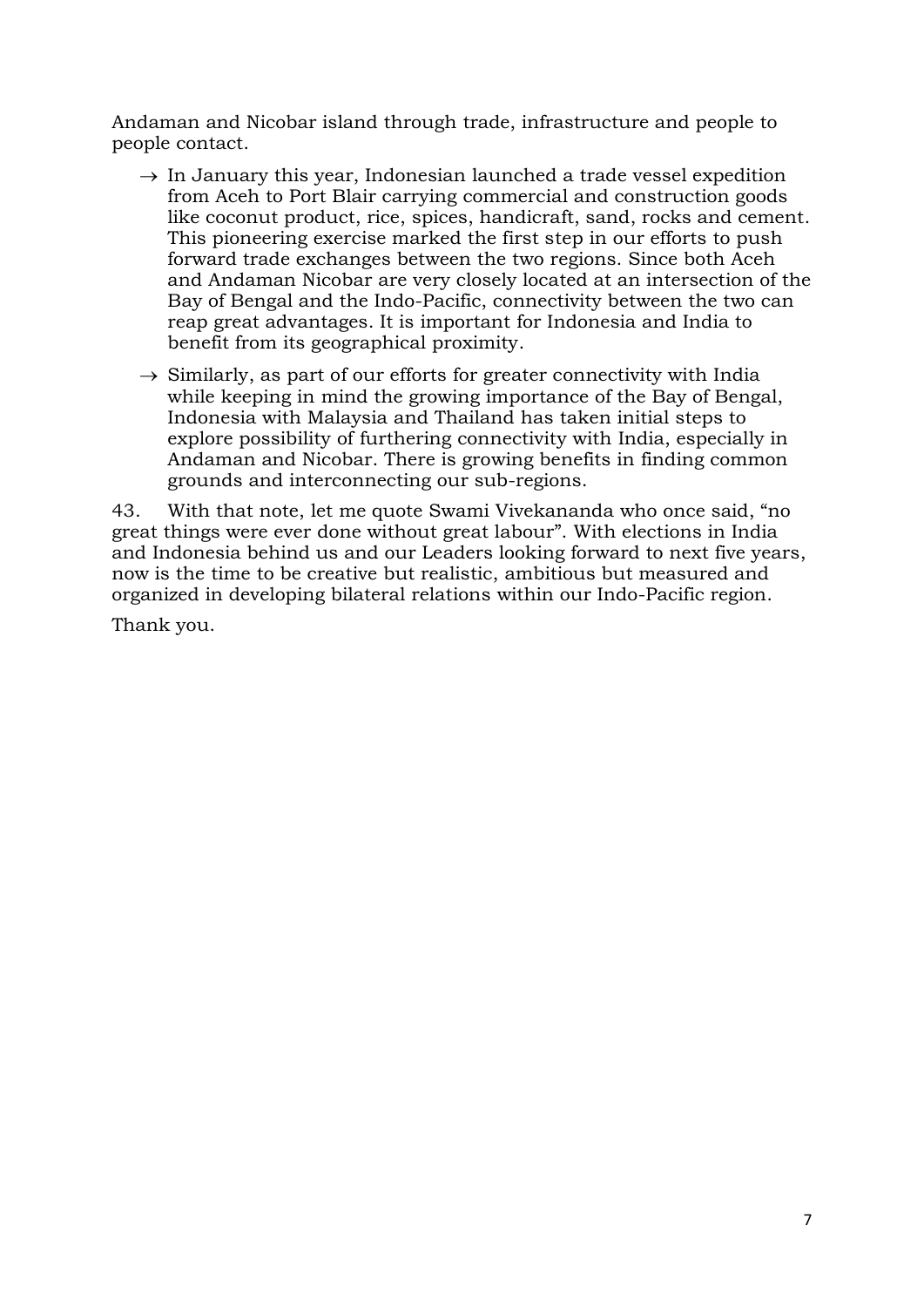Andaman and Nicobar island through trade, infrastructure and people to people contact.

- → In January this year, Indonesian launched a trade vessel expedition from Aceh to Port Blair carrying commercial and construction goods like coconut product, rice, spices, handicraft, sand, rocks and cement. This pioneering exercise marked the first step in our efforts to push forward trade exchanges between the two regions. Since both Aceh and Andaman Nicobar are very closely located at an intersection of the Bay of Bengal and the Indo-Pacific, connectivity between the two can reap great advantages. It is important for Indonesia and India to benefit from its geographical proximity.

- → Similarly, as part of our efforts for greater connectivity with India while keeping in mind the growing importance of the Bay of Bengal, Indonesia with Malaysia and Thailand has taken initial steps to explore possibility of furthering connectivity with India, especially in Andaman and Nicobar. There is growing benefits in finding common grounds and interconnecting our sub-regions.

43. With that note, let me quote Swami Vivekananda who once said, "no great things were ever done without great labour". With elections in India and Indonesia behind us and our Leaders looking forward to next five years, now is the time to be creative but realistic, ambitious but measured and organized in developing bilateral relations within our Indo-Pacific region.

Thank you.